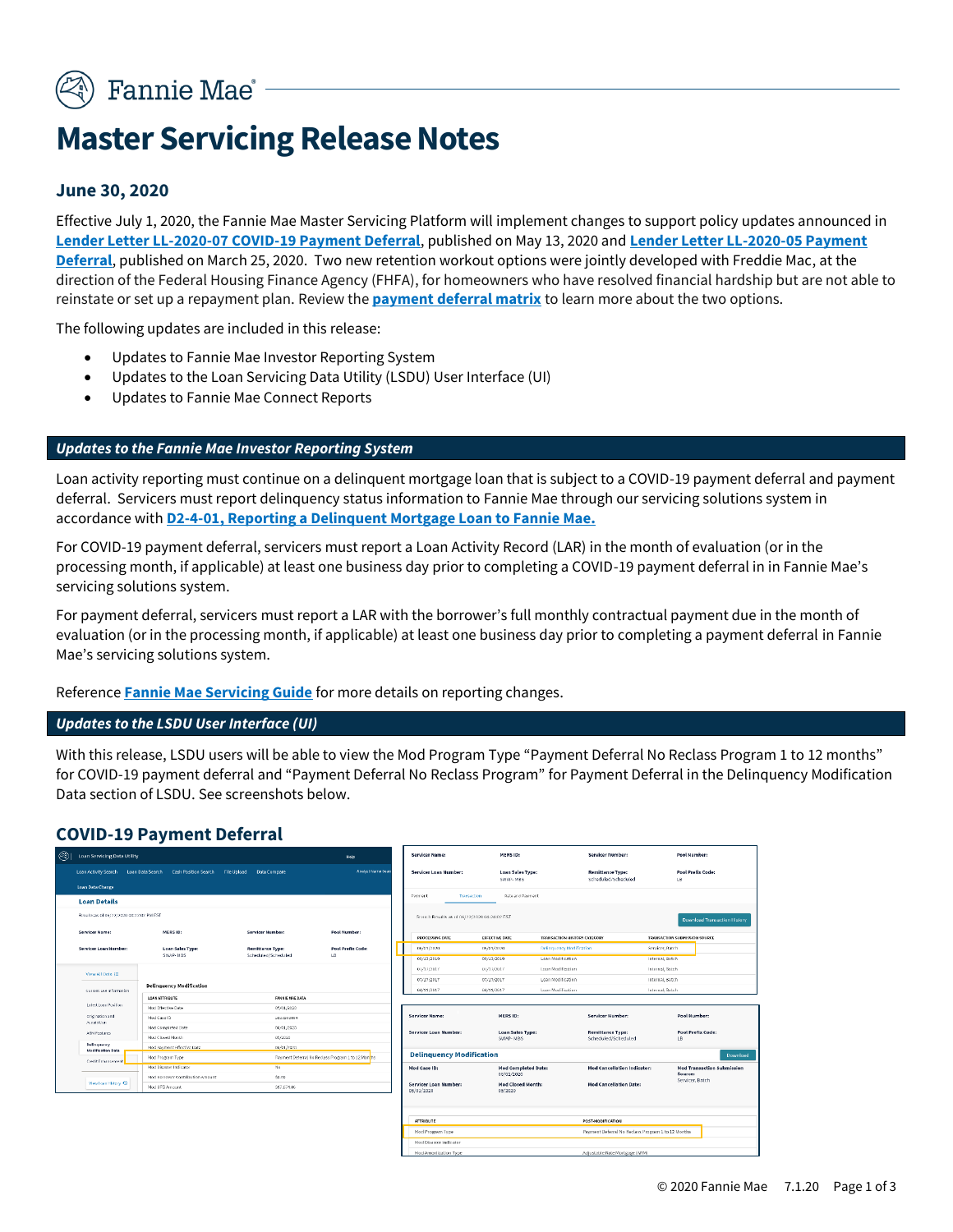# Master Servicing Release Notes

## June 30, 2020

Effective July 1, 2020, the Fannie Mae Master Servicing Platform will implement changes to support policy updates announced in **Lender Letter LL-2020-07 COVID-19 Payment Deferral**, published on May 13, 2020 and **Lender Letter LL-2020-05 Payment Deferral**, published on March 25, 2020. Two new retention workout options were jointly developed with Freddie Mac, at the direction of the Federal Housing Finance Agency (FHFA), for homeowners who have resolved financial hardship but are not able to reinstate or set up a repayment plan. Review the **payment deferral matrix** to learn more about the two options.

The following updates are included in this release:

- Updates to Fannie Mae Investor Reporting System
- Updates to the Loan Servicing Data Utility (LSDU) User Interface (UI)
- Updates to Fannie Mae Connect Reports

### *Updates to the Fannie Mae Investor Reporting System*

Loan activity reporting must continue on a delinquent mortgage loan that is subject to a COVID-19 payment deferral and payment deferral. Servicers must report delinquency status information to Fannie Mae through our servicing solutions system in accordance with **D2-4-01, Reporting a Delinquent Mortgage Loan to Fannie Mae.**

For COVID-19 payment deferral, servicers must report a Loan Activity Record (LAR) in the month of evaluation (or in the processing month, if applicable) at least one business day prior to completing a COVID-19 payment deferral in in Fannie Mae's servicing solutions system.

For payment deferral, servicers must report a LAR with the borrower's full monthly contractual payment due in the month of evaluation (or in the processing month, if applicable) at least one business day prior to completing a payment deferral in Fannie Mae's servicing solutions system.

Reference **Fannie Mae Servicing Guide** for more details on reporting changes.

### *Updates to the LSDU User Interface (UI)*

With this release, LSDU users will be able to view the Mod Program Type "Payment Deferral No Reclass Program 1 to 12 months" for COVID-19 payment deferral and "Payment Deferral No Reclass Program" for Payment Deferral in the Delinquency Modification Data section of LSDU. See screenshots below.

## COVID-19 Payment Deferral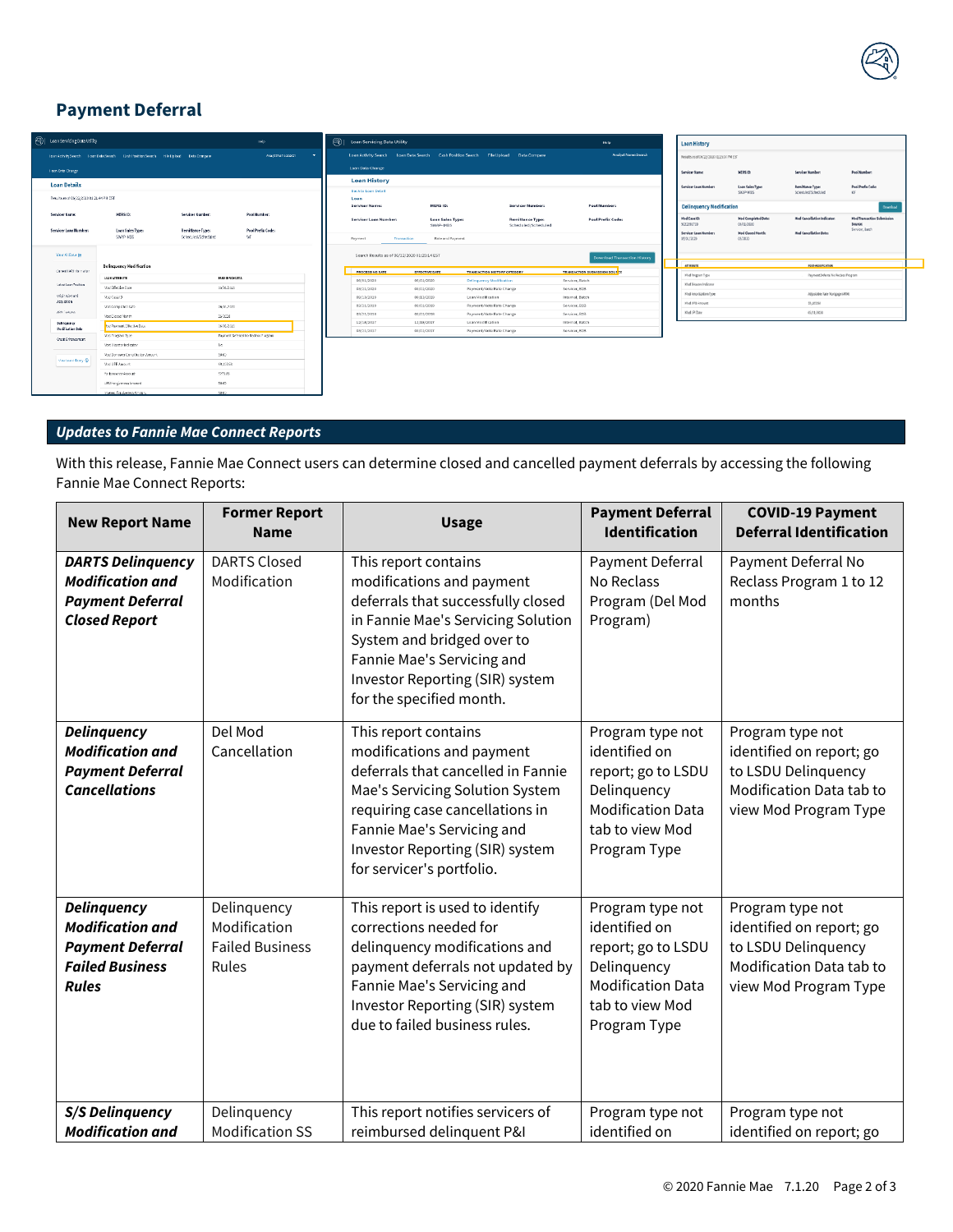## Payment Deferral

## *Updates to Fannie Mae Connect Reports*

With this release, Fannie Mae Connect users can determine closed and cancelled payment deferrals by accessing the following Fannie Mae Connect Reports:

| New Report Name | Former Report Name | Usage | Payment Deferral Identification | COVID-19 Payment Deferral Identification |
|---|---|---|---|---|
| ***DARTS Delinquency Modification and Payment Deferral Closed Report*** | DARTS Closed Modification | This report contains modifications and payment deferrals that successfully closed in Fannie Mae's Servicing Solution System and bridged over to Fannie Mae's Servicing and Investor Reporting (SIR) system for the specified month. | Payment Deferral No Reclass Program (Del Mod Program) | Payment Deferral No Reclass Program 1 to 12 months |
| ***Delinquency Modification and Payment Deferral Cancellations*** | Del Mod Cancellation | This report contains modifications and payment deferrals that cancelled in Fannie Mae's Servicing Solution System requiring case cancellations in Fannie Mae's Servicing and Investor Reporting (SIR) system for servicer's portfolio. | Program type not identified on report; go to LSDU Delinquency Modification Data tab to view Mod Program Type | Program type not identified on report; go to LSDU Delinquency Modification Data tab to view Mod Program Type |
| ***Delinquency Modification and Payment Deferral Failed Business Rules*** | Delinquency Modification Failed Business Rules | This report is used to identify corrections needed for delinquency modifications and payment deferrals not updated by Fannie Mae's Servicing and Investor Reporting (SIR) system due to failed business rules. | Program type not identified on report; go to LSDU Delinquency Modification Data tab to view Mod Program Type | Program type not identified on report; go to LSDU Delinquency Modification Data tab to view Mod Program Type |
| ***S/S Delinquency Modification and*** | Delinquency Modification SS | This report notifies servicers of reimbursed delinquent P&I | Program type not identified on | Program type not identified on report; go |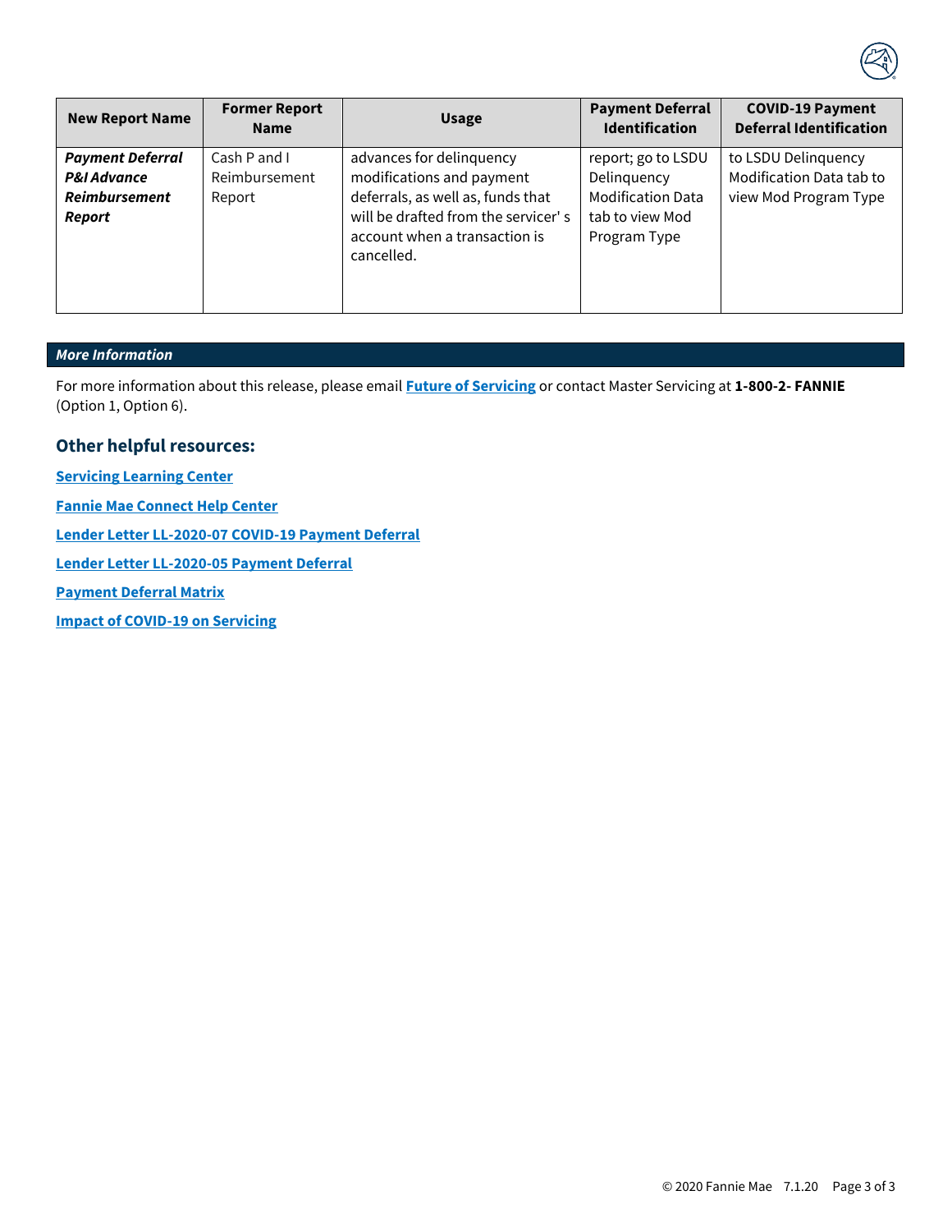| New Report Name | Former Report Name | Usage | Payment Deferral Identification | COVID-19 Payment Deferral Identification |
| --- | --- | --- | --- | --- |
| ***Payment Deferral P&I Advance Reimbursement Report*** | Cash P and I Reimbursement Report | advances for delinquency modifications and payment deferrals, as well as, funds that will be drafted from the servicer' s account when a transaction is cancelled. | report; go to LSDU Delinquency Modification Data tab to view Mod Program Type | to LSDU Delinquency Modification Data tab to view Mod Program Type |

***More Information***

For more information about this release, please email **Future of Servicing** or contact Master Servicing at **1-800-2- FANNIE** (Option 1, Option 6).

## Other helpful resources:

**Servicing Learning Center**

**Fannie Mae Connect Help Center**

**Lender Letter LL-2020-07 COVID-19 Payment Deferral**

**Lender Letter LL-2020-05 Payment Deferral**

**Payment Deferral Matrix**

**Impact of COVID-19 on Servicing**